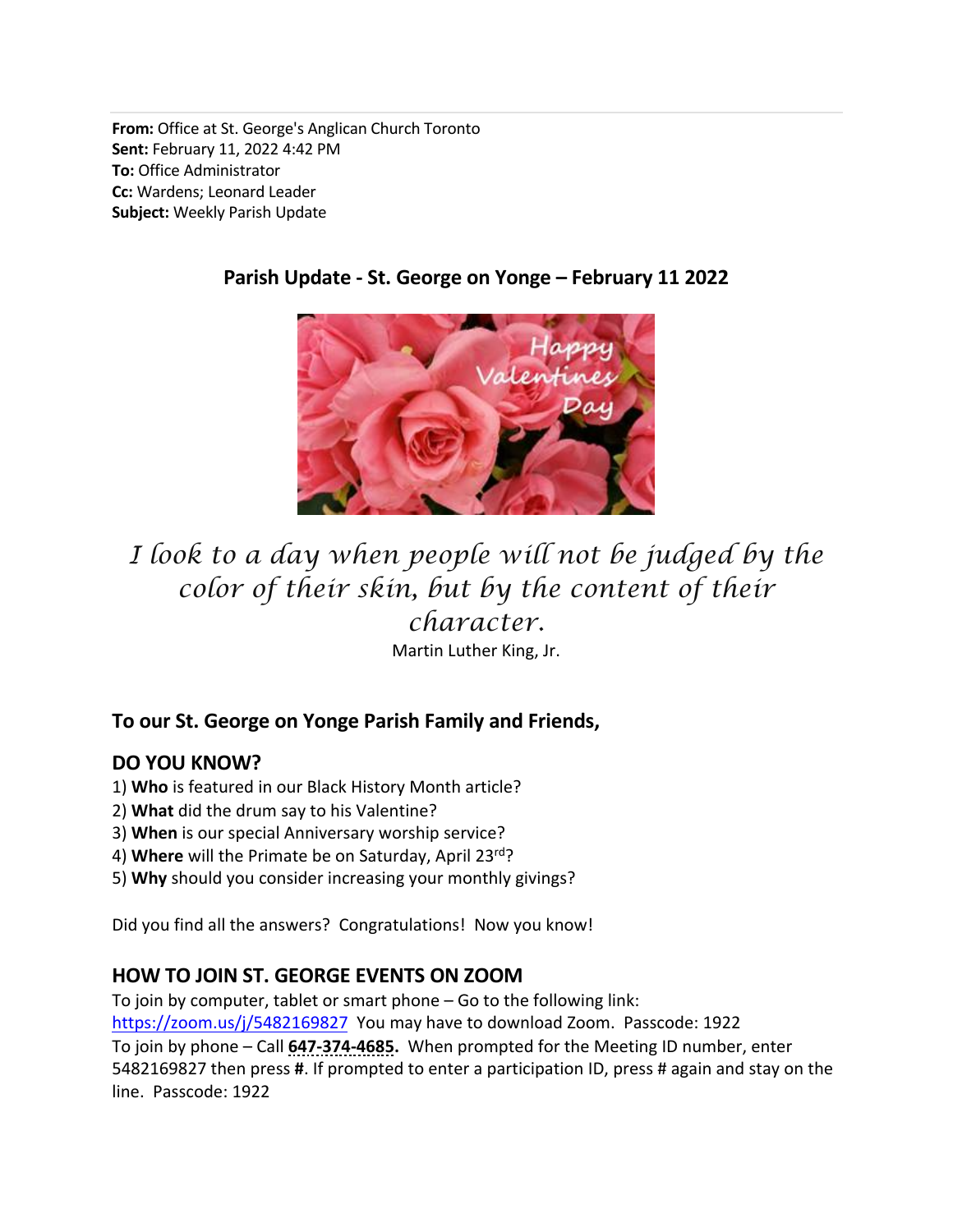**From:** Office at St. George's Anglican Church Toronto
**Sent:** February 11, 2022 4:42 PM
**To:** Office Administrator
**Cc:** Wardens; Leonard Leader
**Subject:** Weekly Parish Update

## Parish Update - St. George on Yonge – February 11 2022

*I look to a day when people will not be judged by the color of their skin, but by the content of their character.*

Martin Luther King, Jr.

## To our St. George on Yonge Parish Family and Friends,

## DO YOU KNOW?

1) **Who** is featured in our Black History Month article?
2) **What** did the drum say to his Valentine?
3) **When** is our special Anniversary worship service?
4) **Where** will the Primate be on Saturday, April 23rd?
5) **Why** should you consider increasing your monthly givings?

Did you find all the answers? Congratulations! Now you know!

## HOW TO JOIN ST. GEORGE EVENTS ON ZOOM

To join by computer, tablet or smart phone – Go to the following link: https://zoom.us/j/5482169827 You may have to download Zoom. Passcode: 1922
To join by phone – Call **647-374-4685.** When prompted for the Meeting ID number, enter 5482169827 then press **#**. If prompted to enter a participation ID, press # again and stay on the line. Passcode: 1922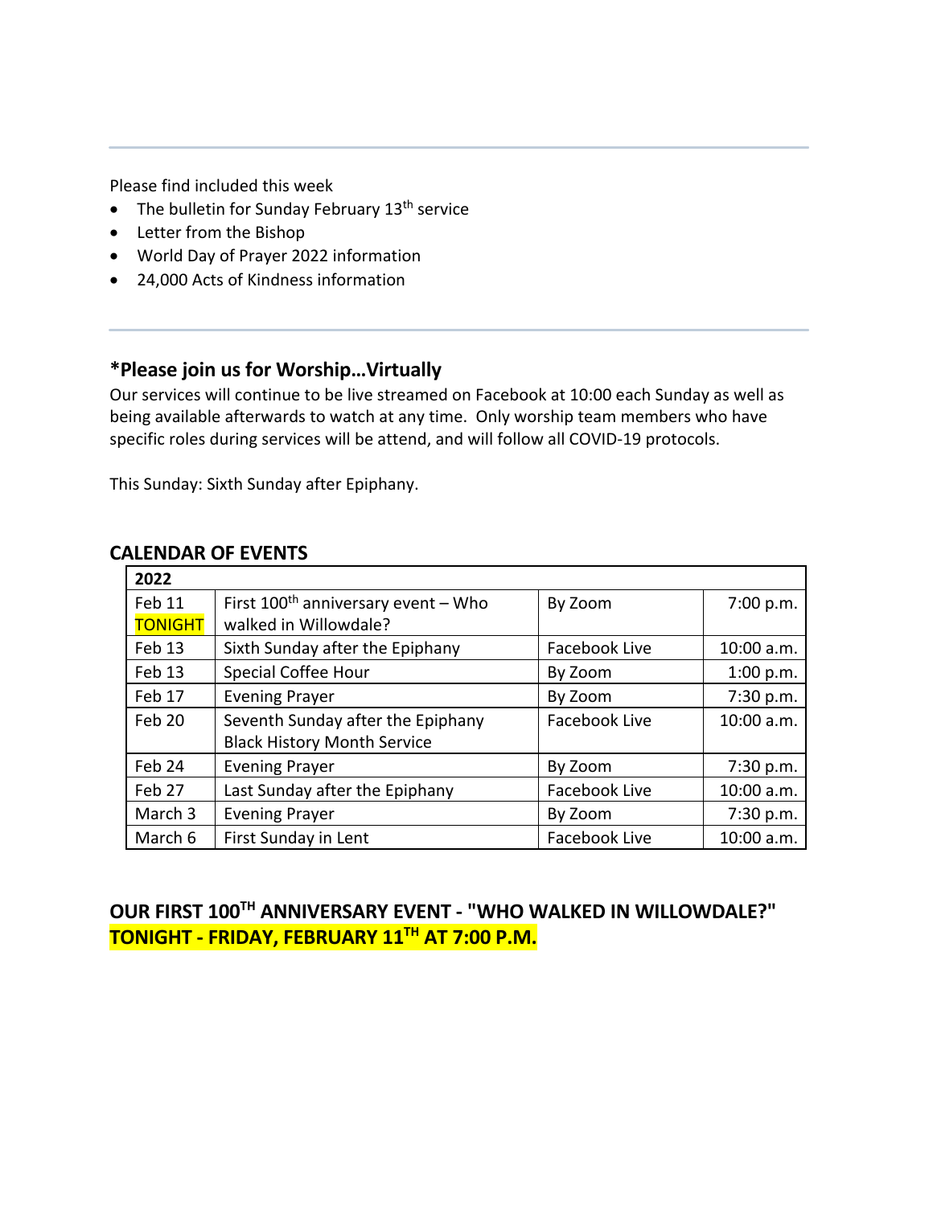---

Please find included this week

- The bulletin for Sunday February 13th service
- Letter from the Bishop
- World Day of Prayer 2022 information
- 24,000 Acts of Kindness information

---

## *Please join us for Worship…Virtually

Our services will continue to be live streamed on Facebook at 10:00 each Sunday as well as being available afterwards to watch at any time. Only worship team members who have specific roles during services will be attend, and will follow all COVID-19 protocols.

This Sunday: Sixth Sunday after Epiphany.

## CALENDAR OF EVENTS

| **2022** | | | |
|---|---|---|---|
| Feb 11 TONIGHT | First 100th anniversary event – Who walked in Willowdale? | By Zoom | 7:00 p.m. |
| Feb 13 | Sixth Sunday after the Epiphany | Facebook Live | 10:00 a.m. |
| Feb 13 | Special Coffee Hour | By Zoom | 1:00 p.m. |
| Feb 17 | Evening Prayer | By Zoom | 7:30 p.m. |
| Feb 20 | Seventh Sunday after the Epiphany Black History Month Service | Facebook Live | 10:00 a.m. |
| Feb 24 | Evening Prayer | By Zoom | 7:30 p.m. |
| Feb 27 | Last Sunday after the Epiphany | Facebook Live | 10:00 a.m. |
| March 3 | Evening Prayer | By Zoom | 7:30 p.m. |
| March 6 | First Sunday in Lent | Facebook Live | 10:00 a.m. |

## OUR FIRST 100TH ANNIVERSARY EVENT - "WHO WALKED IN WILLOWDALE?" TONIGHT - FRIDAY, FEBRUARY 11TH AT 7:00 P.M.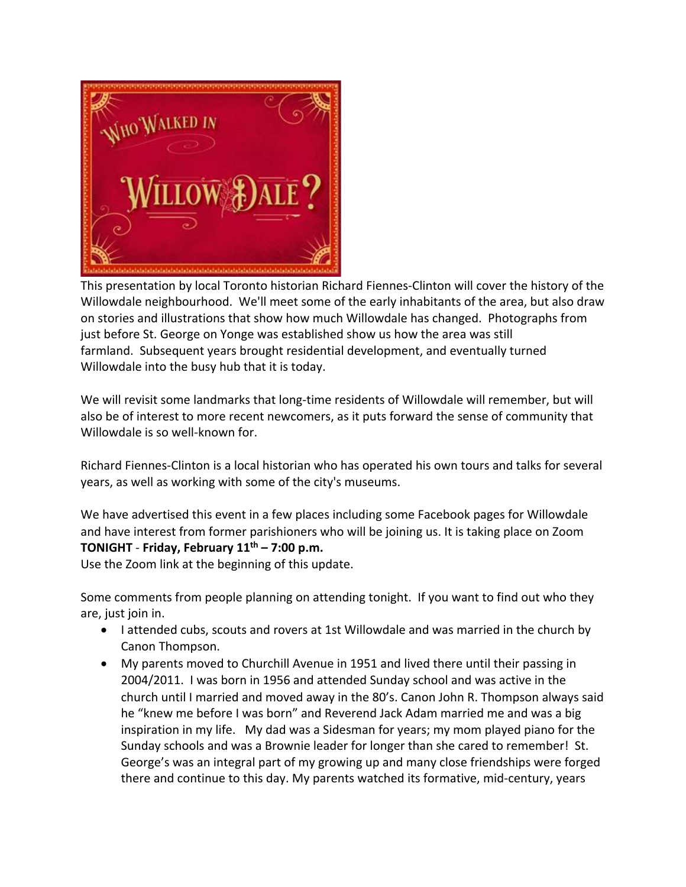This presentation by local Toronto historian Richard Fiennes-Clinton will cover the history of the Willowdale neighbourhood. We'll meet some of the early inhabitants of the area, but also draw on stories and illustrations that show how much Willowdale has changed. Photographs from just before St. George on Yonge was established show us how the area was still farmland. Subsequent years brought residential development, and eventually turned Willowdale into the busy hub that it is today.

We will revisit some landmarks that long-time residents of Willowdale will remember, but will also be of interest to more recent newcomers, as it puts forward the sense of community that Willowdale is so well-known for.

Richard Fiennes-Clinton is a local historian who has operated his own tours and talks for several years, as well as working with some of the city's museums.

We have advertised this event in a few places including some Facebook pages for Willowdale and have interest from former parishioners who will be joining us. It is taking place on Zoom **TONIGHT** - **Friday, February 11th – 7:00 p.m.**

Use the Zoom link at the beginning of this update.

Some comments from people planning on attending tonight. If you want to find out who they are, just join in.

- I attended cubs, scouts and rovers at 1st Willowdale and was married in the church by Canon Thompson.
- My parents moved to Churchill Avenue in 1951 and lived there until their passing in 2004/2011. I was born in 1956 and attended Sunday school and was active in the church until I married and moved away in the 80's. Canon John R. Thompson always said he "knew me before I was born" and Reverend Jack Adam married me and was a big inspiration in my life. My dad was a Sidesman for years; my mom played piano for the Sunday schools and was a Brownie leader for longer than she cared to remember! St. George's was an integral part of my growing up and many close friendships were forged there and continue to this day. My parents watched its formative, mid-century, years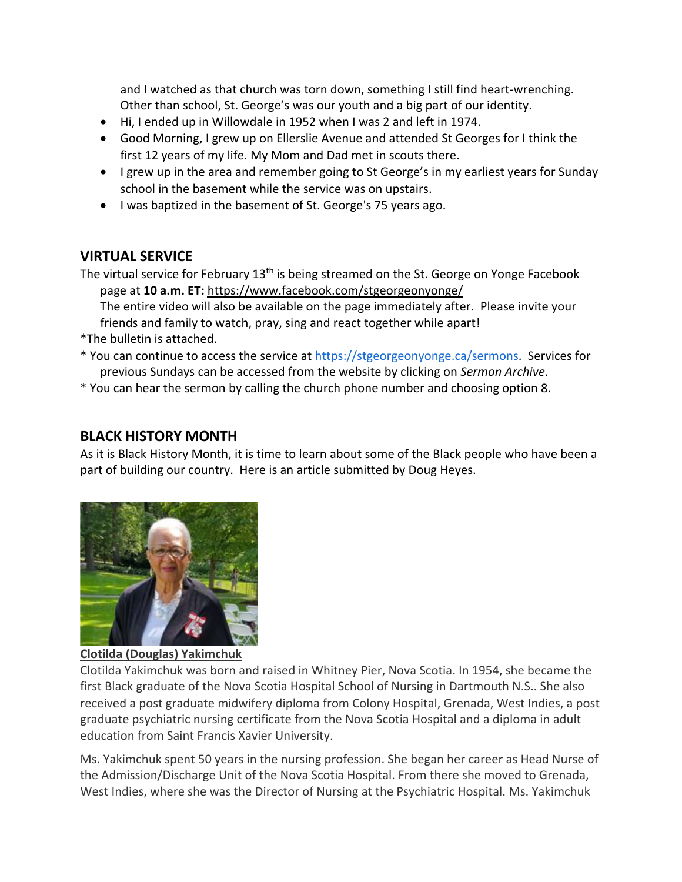and I watched as that church was torn down, something I still find heart-wrenching. Other than school, St. George's was our youth and a big part of our identity.

- Hi, I ended up in Willowdale in 1952 when I was 2 and left in 1974.
- Good Morning, I grew up on Ellerslie Avenue and attended St Georges for I think the first 12 years of my life. My Mom and Dad met in scouts there.
- I grew up in the area and remember going to St George's in my earliest years for Sunday school in the basement while the service was on upstairs.
- I was baptized in the basement of St. George's 75 years ago.

## VIRTUAL SERVICE

The virtual service for February 13th is being streamed on the St. George on Yonge Facebook page at **10 a.m. ET:** https://www.facebook.com/stgeorgeonyonge/
The entire video will also be available on the page immediately after. Please invite your friends and family to watch, pray, sing and react together while apart!

*The bulletin is attached.

* You can continue to access the service at https://stgeorgeonyonge.ca/sermons. Services for previous Sundays can be accessed from the website by clicking on *Sermon Archive*.

* You can hear the sermon by calling the church phone number and choosing option 8.

## BLACK HISTORY MONTH

As it is Black History Month, it is time to learn about some of the Black people who have been a part of building our country. Here is an article submitted by Doug Heyes.

**Clotilda (Douglas) Yakimchuk**

Clotilda Yakimchuk was born and raised in Whitney Pier, Nova Scotia. In 1954, she became the first Black graduate of the Nova Scotia Hospital School of Nursing in Dartmouth N.S.. She also received a post graduate midwifery diploma from Colony Hospital, Grenada, West Indies, a post graduate psychiatric nursing certificate from the Nova Scotia Hospital and a diploma in adult education from Saint Francis Xavier University.

Ms. Yakimchuk spent 50 years in the nursing profession. She began her career as Head Nurse of the Admission/Discharge Unit of the Nova Scotia Hospital. From there she moved to Grenada, West Indies, where she was the Director of Nursing at the Psychiatric Hospital. Ms. Yakimchuk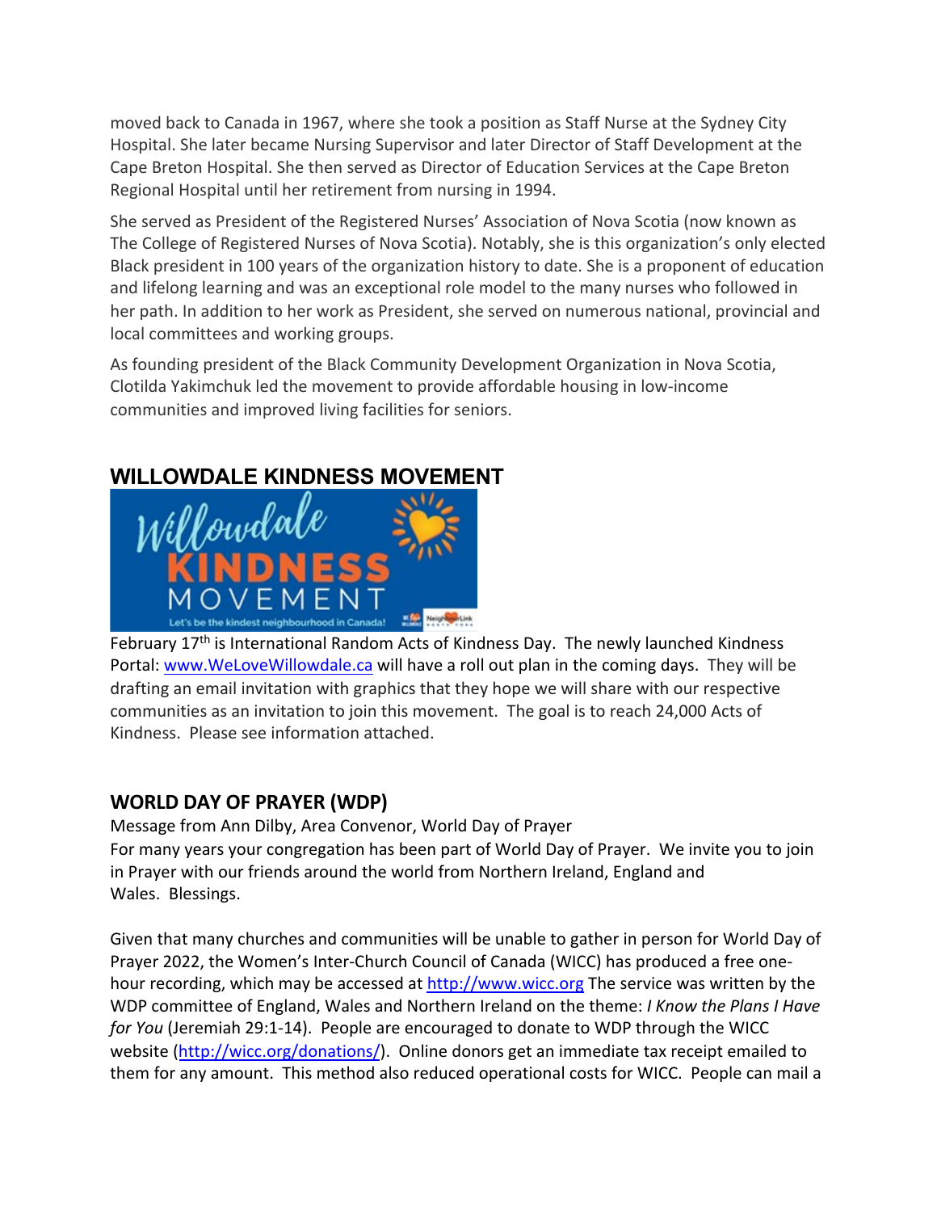moved back to Canada in 1967, where she took a position as Staff Nurse at the Sydney City Hospital. She later became Nursing Supervisor and later Director of Staff Development at the Cape Breton Hospital. She then served as Director of Education Services at the Cape Breton Regional Hospital until her retirement from nursing in 1994.

She served as President of the Registered Nurses' Association of Nova Scotia (now known as The College of Registered Nurses of Nova Scotia). Notably, she is this organization's only elected Black president in 100 years of the organization history to date. She is a proponent of education and lifelong learning and was an exceptional role model to the many nurses who followed in her path. In addition to her work as President, she served on numerous national, provincial and local committees and working groups.

As founding president of the Black Community Development Organization in Nova Scotia, Clotilda Yakimchuk led the movement to provide affordable housing in low-income communities and improved living facilities for seniors.

## WILLOWDALE KINDNESS MOVEMENT

February 17th is International Random Acts of Kindness Day. The newly launched Kindness Portal: www.WeLoveWillowdale.ca will have a roll out plan in the coming days. They will be drafting an email invitation with graphics that they hope we will share with our respective communities as an invitation to join this movement. The goal is to reach 24,000 Acts of Kindness. Please see information attached.

## WORLD DAY OF PRAYER (WDP)

Message from Ann Dilby, Area Convenor, World Day of Prayer
For many years your congregation has been part of World Day of Prayer. We invite you to join in Prayer with our friends around the world from Northern Ireland, England and Wales. Blessings.

Given that many churches and communities will be unable to gather in person for World Day of Prayer 2022, the Women's Inter-Church Council of Canada (WICC) has produced a free one-hour recording, which may be accessed at http://www.wicc.org The service was written by the WDP committee of England, Wales and Northern Ireland on the theme: *I Know the Plans I Have for You* (Jeremiah 29:1-14). People are encouraged to donate to WDP through the WICC website (http://wicc.org/donations/). Online donors get an immediate tax receipt emailed to them for any amount. This method also reduced operational costs for WICC. People can mail a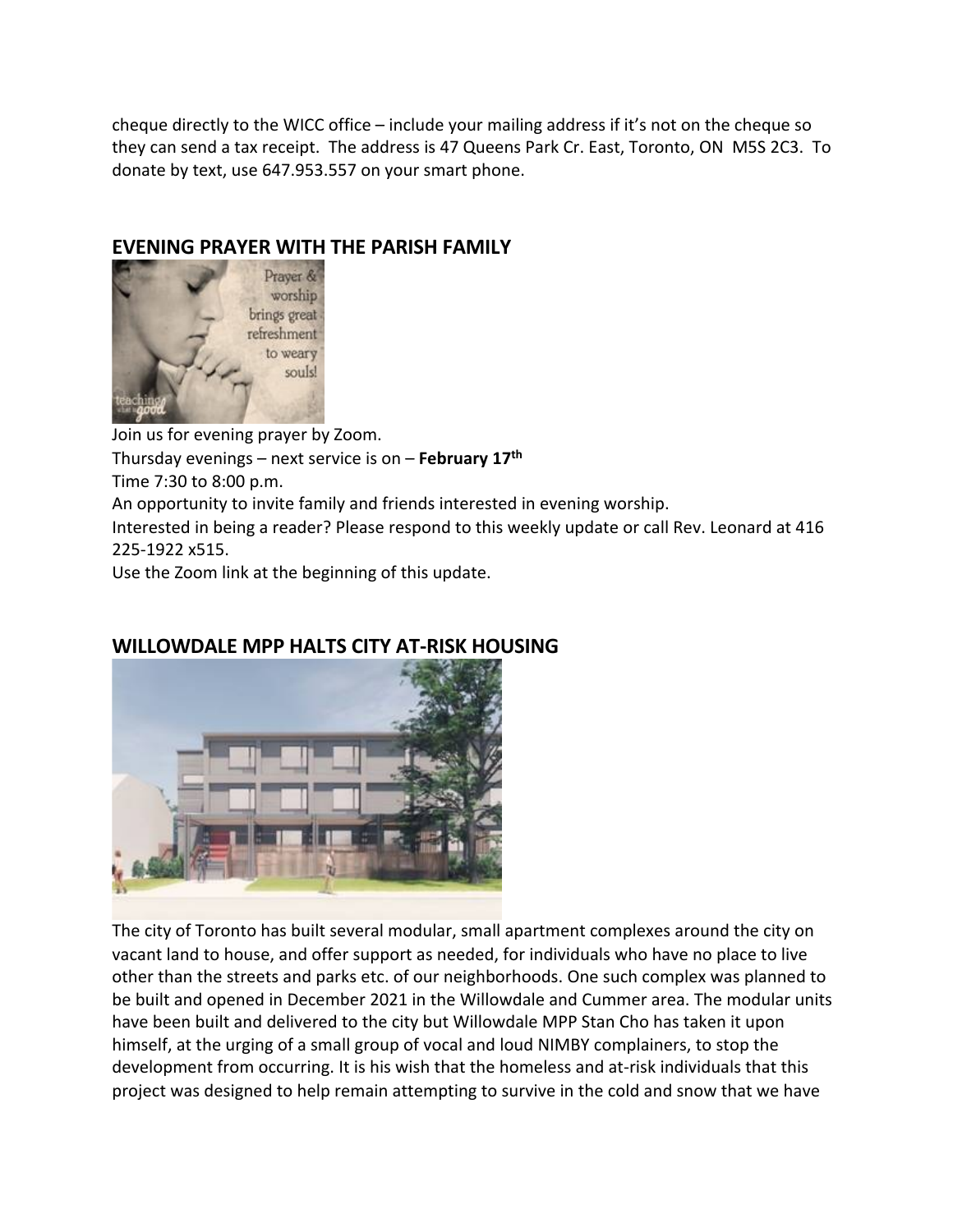cheque directly to the WICC office – include your mailing address if it's not on the cheque so they can send a tax receipt. The address is 47 Queens Park Cr. East, Toronto, ON M5S 2C3. To donate by text, use 647.953.557 on your smart phone.

## EVENING PRAYER WITH THE PARISH FAMILY

Join us for evening prayer by Zoom.

Thursday evenings – next service is on – **February 17th**

Time 7:30 to 8:00 p.m.

An opportunity to invite family and friends interested in evening worship.

Interested in being a reader? Please respond to this weekly update or call Rev. Leonard at 416 225-1922 x515.

Use the Zoom link at the beginning of this update.

## WILLOWDALE MPP HALTS CITY AT-RISK HOUSING

The city of Toronto has built several modular, small apartment complexes around the city on vacant land to house, and offer support as needed, for individuals who have no place to live other than the streets and parks etc. of our neighborhoods. One such complex was planned to be built and opened in December 2021 in the Willowdale and Cummer area. The modular units have been built and delivered to the city but Willowdale MPP Stan Cho has taken it upon himself, at the urging of a small group of vocal and loud NIMBY complainers, to stop the development from occurring. It is his wish that the homeless and at-risk individuals that this project was designed to help remain attempting to survive in the cold and snow that we have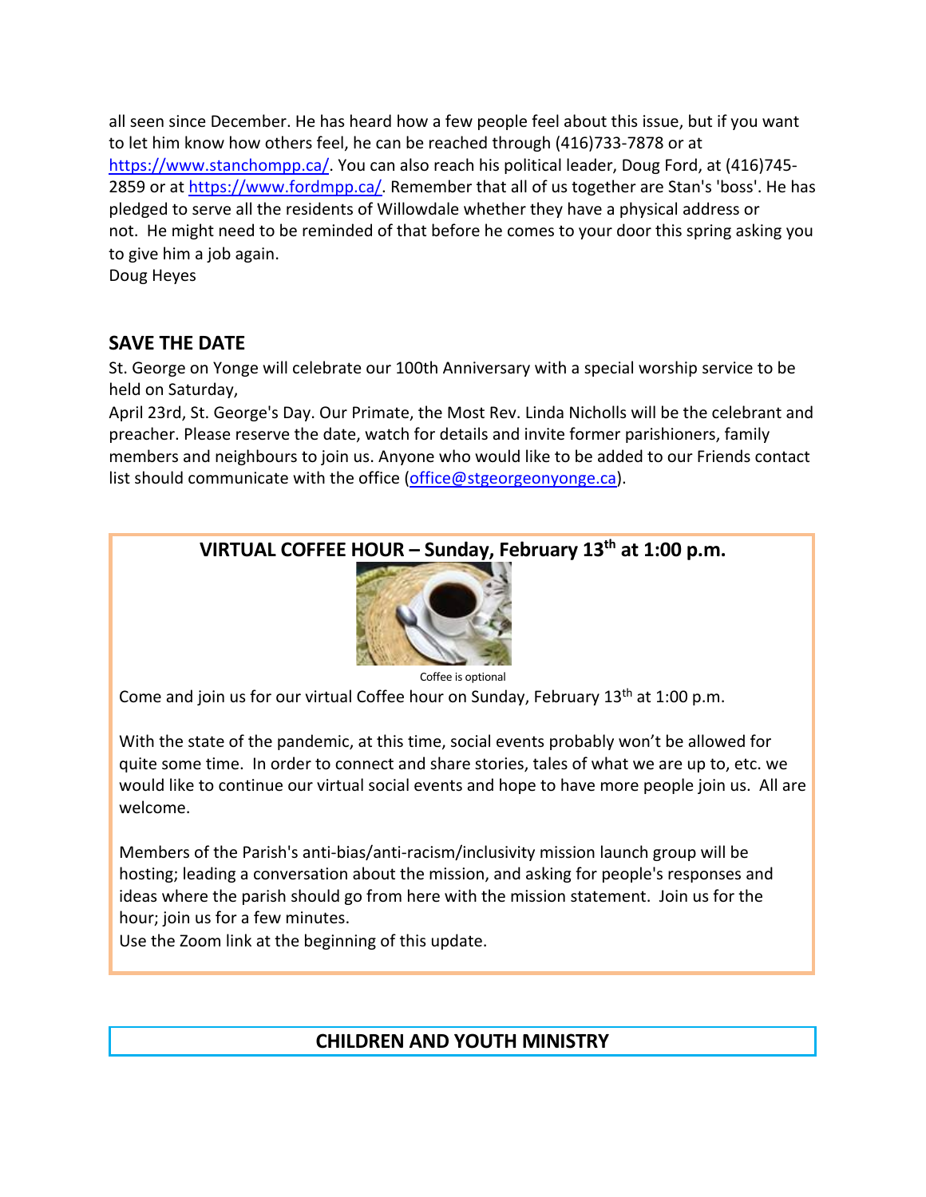all seen since December. He has heard how a few people feel about this issue, but if you want to let him know how others feel, he can be reached through (416)733-7878 or at https://www.stanchompp.ca/. You can also reach his political leader, Doug Ford, at (416)745-2859 or at https://www.fordmpp.ca/. Remember that all of us together are Stan's 'boss'. He has pledged to serve all the residents of Willowdale whether they have a physical address or not. He might need to be reminded of that before he comes to your door this spring asking you to give him a job again.
Doug Heyes

## SAVE THE DATE

St. George on Yonge will celebrate our 100th Anniversary with a special worship service to be held on Saturday,
April 23rd, St. George's Day. Our Primate, the Most Rev. Linda Nicholls will be the celebrant and preacher. Please reserve the date, watch for details and invite former parishioners, family members and neighbours to join us. Anyone who would like to be added to our Friends contact list should communicate with the office (office@stgeorgeonyonge.ca).

## VIRTUAL COFFEE HOUR – Sunday, February 13th at 1:00 p.m.

Coffee is optional

Come and join us for our virtual Coffee hour on Sunday, February 13th at 1:00 p.m.

With the state of the pandemic, at this time, social events probably won't be allowed for quite some time. In order to connect and share stories, tales of what we are up to, etc. we would like to continue our virtual social events and hope to have more people join us. All are welcome.

Members of the Parish's anti-bias/anti-racism/inclusivity mission launch group will be hosting; leading a conversation about the mission, and asking for people's responses and ideas where the parish should go from here with the mission statement. Join us for the hour; join us for a few minutes.
Use the Zoom link at the beginning of this update.

## CHILDREN AND YOUTH MINISTRY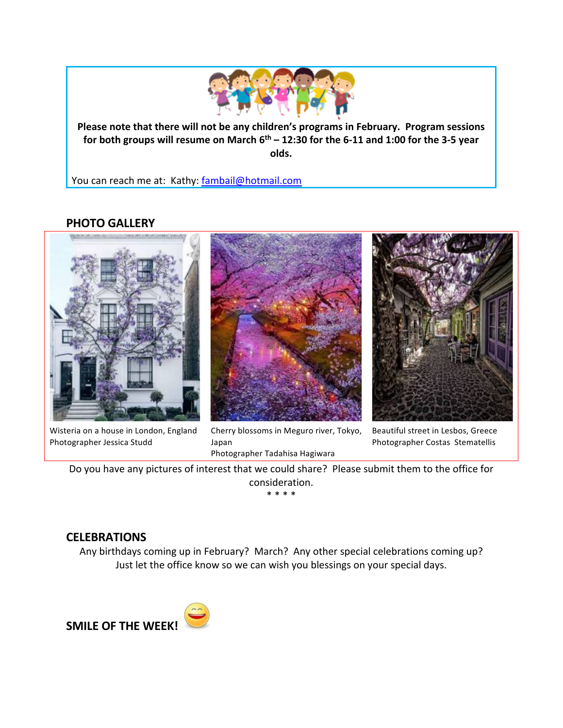**Please note that there will not be any children's programs in February. Program sessions for both groups will resume on March 6th – 12:30 for the 6-11 and 1:00 for the 3-5 year olds.**

You can reach me at: Kathy: fambail@hotmail.com

## PHOTO GALLERY

Wisteria on a house in London, England
Photographer Jessica Studd

Cherry blossoms in Meguro river, Tokyo, Japan
Photographer Tadahisa Hagiwara

Beautiful street in Lesbos, Greece
Photographer Costas Stematellis

Do you have any pictures of interest that we could share? Please submit them to the office for consideration.

* * * *

## CELEBRATIONS

Any birthdays coming up in February? March? Any other special celebrations coming up? Just let the office know so we can wish you blessings on your special days.

## SMILE OF THE WEEK!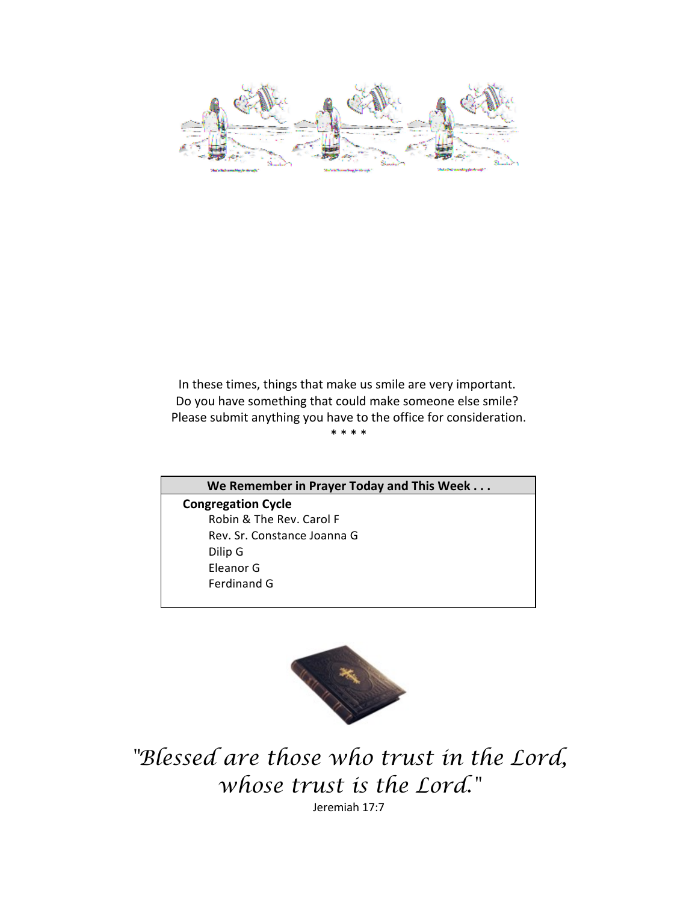In these times, things that make us smile are very important.
Do you have something that could make someone else smile?
Please submit anything you have to the office for consideration.

\* \* \* \*

| We Remember in Prayer Today and This Week . . . |
|---|
| **Congregation Cycle** |
| Robin & The Rev. Carol F |
| Rev. Sr. Constance Joanna G |
| Dilip G |
| Eleanor G |
| Ferdinand G |

*"Blessed are those who trust in the Lord, whose trust is the Lord."*

Jeremiah 17:7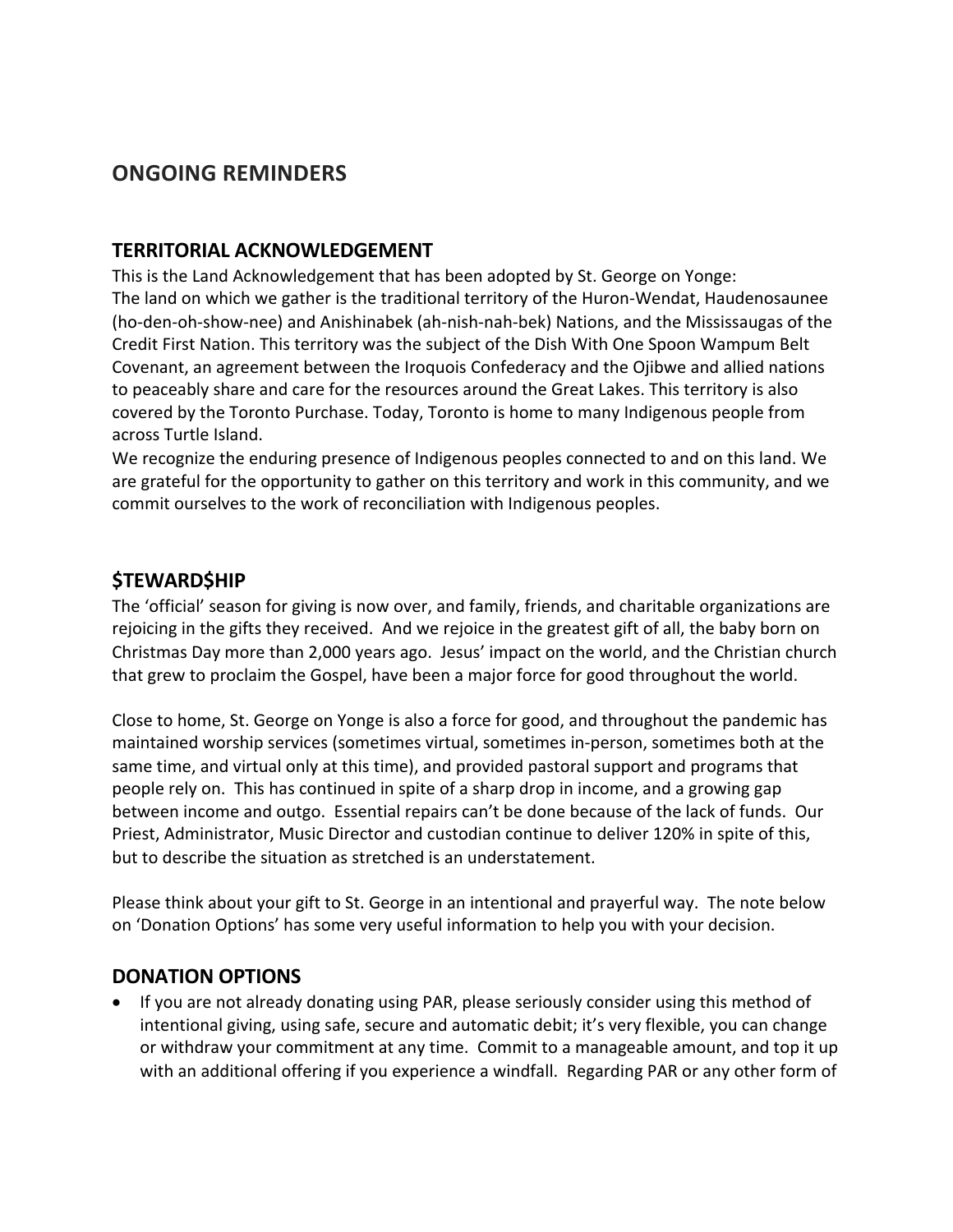# ONGOING REMINDERS

## TERRITORIAL ACKNOWLEDGEMENT

This is the Land Acknowledgement that has been adopted by St. George on Yonge:
The land on which we gather is the traditional territory of the Huron-Wendat, Haudenosaunee (ho-den-oh-show-nee) and Anishinabek (ah-nish-nah-bek) Nations, and the Mississaugas of the Credit First Nation. This territory was the subject of the Dish With One Spoon Wampum Belt Covenant, an agreement between the Iroquois Confederacy and the Ojibwe and allied nations to peaceably share and care for the resources around the Great Lakes. This territory is also covered by the Toronto Purchase. Today, Toronto is home to many Indigenous people from across Turtle Island.
We recognize the enduring presence of Indigenous peoples connected to and on this land. We are grateful for the opportunity to gather on this territory and work in this community, and we commit ourselves to the work of reconciliation with Indigenous peoples.

## $TEWARD$HIP

The 'official' season for giving is now over, and family, friends, and charitable organizations are rejoicing in the gifts they received. And we rejoice in the greatest gift of all, the baby born on Christmas Day more than 2,000 years ago. Jesus' impact on the world, and the Christian church that grew to proclaim the Gospel, have been a major force for good throughout the world.

Close to home, St. George on Yonge is also a force for good, and throughout the pandemic has maintained worship services (sometimes virtual, sometimes in-person, sometimes both at the same time, and virtual only at this time), and provided pastoral support and programs that people rely on. This has continued in spite of a sharp drop in income, and a growing gap between income and outgo. Essential repairs can't be done because of the lack of funds. Our Priest, Administrator, Music Director and custodian continue to deliver 120% in spite of this, but to describe the situation as stretched is an understatement.

Please think about your gift to St. George in an intentional and prayerful way. The note below on 'Donation Options' has some very useful information to help you with your decision.

## DONATION OPTIONS

- If you are not already donating using PAR, please seriously consider using this method of intentional giving, using safe, secure and automatic debit; it's very flexible, you can change or withdraw your commitment at any time. Commit to a manageable amount, and top it up with an additional offering if you experience a windfall. Regarding PAR or any other form of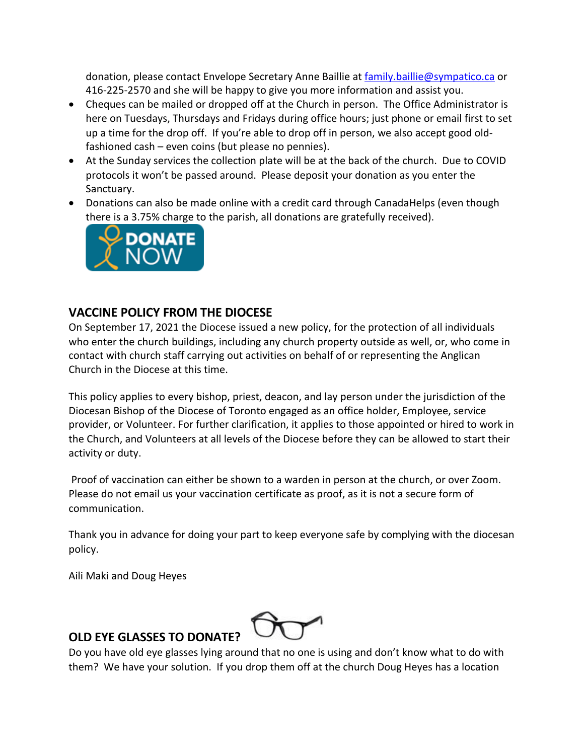donation, please contact Envelope Secretary Anne Baillie at family.baillie@sympatico.ca or 416-225-2570 and she will be happy to give you more information and assist you.

- Cheques can be mailed or dropped off at the Church in person. The Office Administrator is here on Tuesdays, Thursdays and Fridays during office hours; just phone or email first to set up a time for the drop off. If you're able to drop off in person, we also accept good old-fashioned cash – even coins (but please no pennies).
- At the Sunday services the collection plate will be at the back of the church. Due to COVID protocols it won't be passed around. Please deposit your donation as you enter the Sanctuary.
- Donations can also be made online with a credit card through CanadaHelps (even though there is a 3.75% charge to the parish, all donations are gratefully received).

DONATE NOW

## VACCINE POLICY FROM THE DIOCESE

On September 17, 2021 the Diocese issued a new policy, for the protection of all individuals who enter the church buildings, including any church property outside as well, or, who come in contact with church staff carrying out activities on behalf of or representing the Anglican Church in the Diocese at this time.

This policy applies to every bishop, priest, deacon, and lay person under the jurisdiction of the Diocesan Bishop of the Diocese of Toronto engaged as an office holder, Employee, service provider, or Volunteer. For further clarification, it applies to those appointed or hired to work in the Church, and Volunteers at all levels of the Diocese before they can be allowed to start their activity or duty.

Proof of vaccination can either be shown to a warden in person at the church, or over Zoom. Please do not email us your vaccination certificate as proof, as it is not a secure form of communication.

Thank you in advance for doing your part to keep everyone safe by complying with the diocesan policy.

Aili Maki and Doug Heyes

## OLD EYE GLASSES TO DONATE?

Do you have old eye glasses lying around that no one is using and don't know what to do with them? We have your solution. If you drop them off at the church Doug Heyes has a location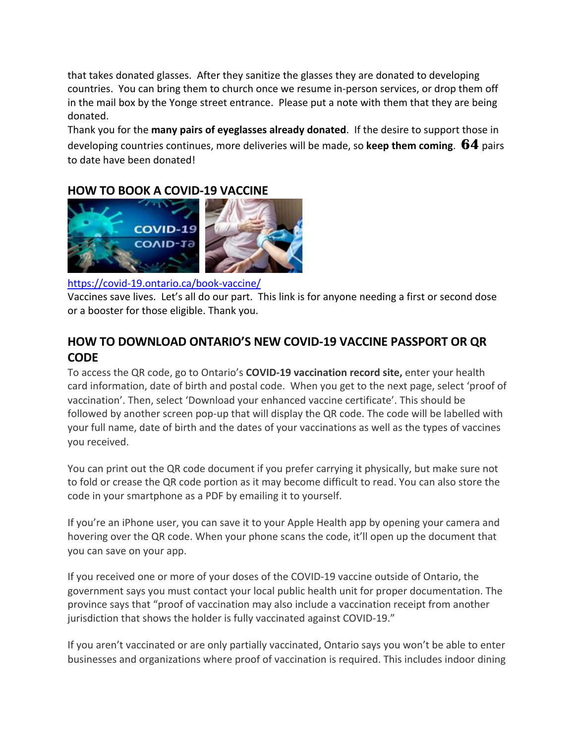that takes donated glasses. After they sanitize the glasses they are donated to developing countries. You can bring them to church once we resume in-person services, or drop them off in the mail box by the Yonge street entrance. Please put a note with them that they are being donated.

Thank you for the **many pairs of eyeglasses already donated**. If the desire to support those in developing countries continues, more deliveries will be made, so **keep them coming**. **64** pairs to date have been donated!

## HOW TO BOOK A COVID-19 VACCINE

https://covid-19.ontario.ca/book-vaccine/

Vaccines save lives. Let's all do our part. This link is for anyone needing a first or second dose or a booster for those eligible. Thank you.

## HOW TO DOWNLOAD ONTARIO'S NEW COVID-19 VACCINE PASSPORT OR QR CODE

To access the QR code, go to Ontario's **COVID-19 vaccination record site,** enter your health card information, date of birth and postal code. When you get to the next page, select 'proof of vaccination'. Then, select 'Download your enhanced vaccine certificate'. This should be followed by another screen pop-up that will display the QR code. The code will be labelled with your full name, date of birth and the dates of your vaccinations as well as the types of vaccines you received.

You can print out the QR code document if you prefer carrying it physically, but make sure not to fold or crease the QR code portion as it may become difficult to read. You can also store the code in your smartphone as a PDF by emailing it to yourself.

If you're an iPhone user, you can save it to your Apple Health app by opening your camera and hovering over the QR code. When your phone scans the code, it'll open up the document that you can save on your app.

If you received one or more of your doses of the COVID-19 vaccine outside of Ontario, the government says you must contact your local public health unit for proper documentation. The province says that "proof of vaccination may also include a vaccination receipt from another jurisdiction that shows the holder is fully vaccinated against COVID-19."

If you aren't vaccinated or are only partially vaccinated, Ontario says you won't be able to enter businesses and organizations where proof of vaccination is required. This includes indoor dining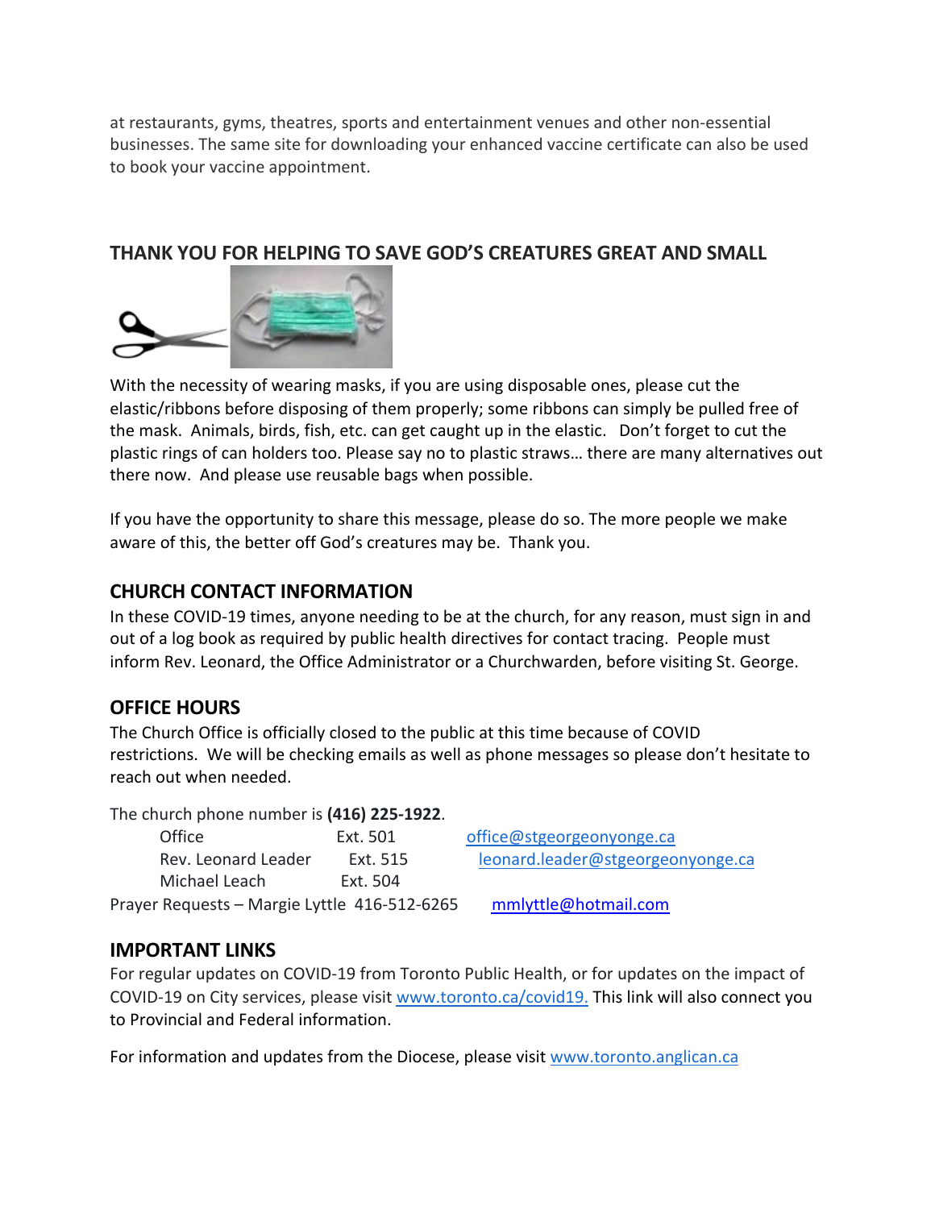at restaurants, gyms, theatres, sports and entertainment venues and other non-essential businesses. The same site for downloading your enhanced vaccine certificate can also be used to book your vaccine appointment.

## THANK YOU FOR HELPING TO SAVE GOD'S CREATURES GREAT AND SMALL

With the necessity of wearing masks, if you are using disposable ones, please cut the elastic/ribbons before disposing of them properly; some ribbons can simply be pulled free of the mask. Animals, birds, fish, etc. can get caught up in the elastic. Don't forget to cut the plastic rings of can holders too. Please say no to plastic straws… there are many alternatives out there now. And please use reusable bags when possible.

If you have the opportunity to share this message, please do so. The more people we make aware of this, the better off God's creatures may be. Thank you.

## CHURCH CONTACT INFORMATION

In these COVID-19 times, anyone needing to be at the church, for any reason, must sign in and out of a log book as required by public health directives for contact tracing. People must inform Rev. Leonard, the Office Administrator or a Churchwarden, before visiting St. George.

## OFFICE HOURS

The Church Office is officially closed to the public at this time because of COVID restrictions. We will be checking emails as well as phone messages so please don't hesitate to reach out when needed.

The church phone number is **(416) 225-1922**.

| | | |
|---|---|---|
| Office | Ext. 501 | office@stgeorgeonyonge.ca |
| Rev. Leonard Leader | Ext. 515 | leonard.leader@stgeorgeonyonge.ca |
| Michael Leach | Ext. 504 | |
| Prayer Requests – Margie Lyttle | 416-512-6265 | mmlyttle@hotmail.com |

## IMPORTANT LINKS

For regular updates on COVID-19 from Toronto Public Health, or for updates on the impact of COVID-19 on City services, please visit www.toronto.ca/covid19. This link will also connect you to Provincial and Federal information.

For information and updates from the Diocese, please visit www.toronto.anglican.ca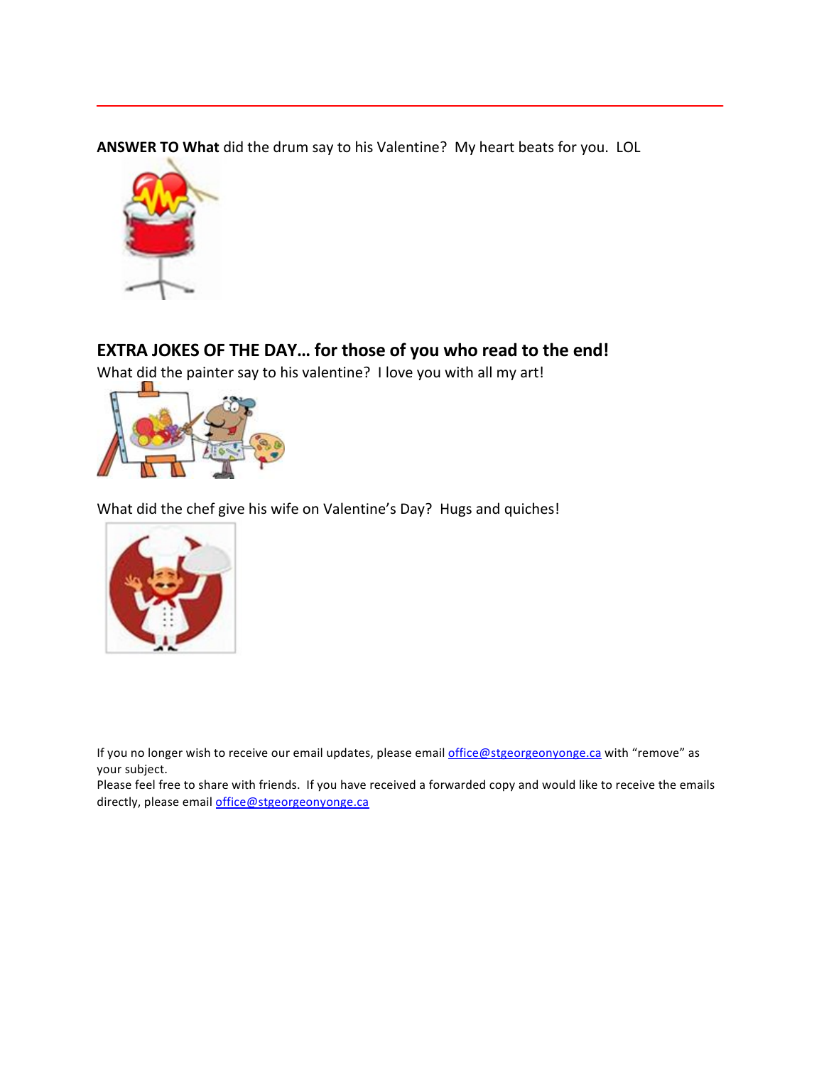**ANSWER TO What** did the drum say to his Valentine? My heart beats for you. LOL

## EXTRA JOKES OF THE DAY… for those of you who read to the end!

What did the painter say to his valentine? I love you with all my art!

What did the chef give his wife on Valentine's Day? Hugs and quiches!

If you no longer wish to receive our email updates, please email office@stgeorgeonyonge.ca with "remove" as your subject.
Please feel free to share with friends. If you have received a forwarded copy and would like to receive the emails directly, please email office@stgeorgeonyonge.ca